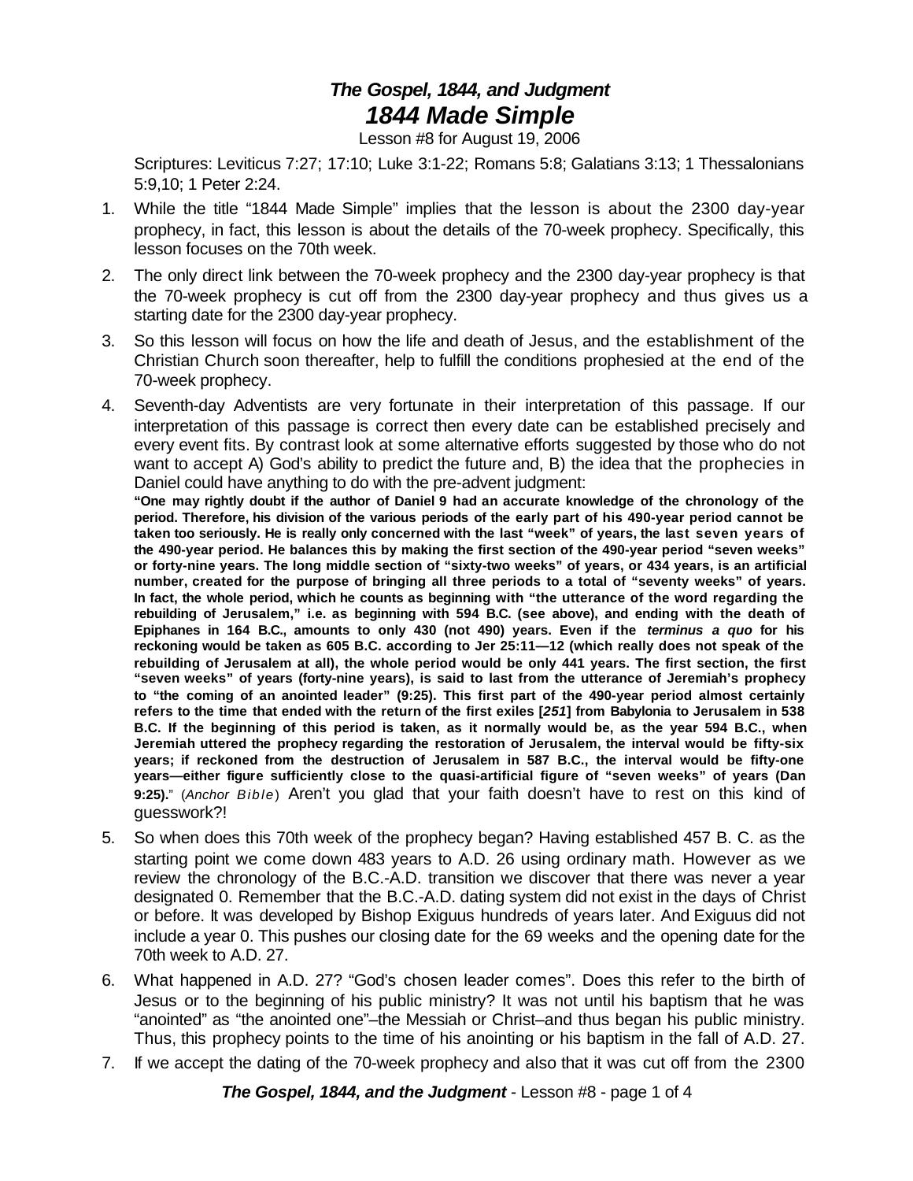# *The Gospel, 1844, and Judgment*
# *1844 Made Simple*

Lesson #8 for August 19, 2006

Scriptures: Leviticus 7:27; 17:10; Luke 3:1-22; Romans 5:8; Galatians 3:13; 1 Thessalonians 5:9,10; 1 Peter 2:24.

1. While the title "1844 Made Simple" implies that the lesson is about the 2300 day-year prophecy, in fact, this lesson is about the details of the 70-week prophecy. Specifically, this lesson focuses on the 70th week.
2. The only direct link between the 70-week prophecy and the 2300 day-year prophecy is that the 70-week prophecy is cut off from the 2300 day-year prophecy and thus gives us a starting date for the 2300 day-year prophecy.
3. So this lesson will focus on how the life and death of Jesus, and the establishment of the Christian Church soon thereafter, help to fulfill the conditions prophesied at the end of the 70-week prophecy.
4. Seventh-day Adventists are very fortunate in their interpretation of this passage. If our interpretation of this passage is correct then every date can be established precisely and every event fits. By contrast look at some alternative efforts suggested by those who do not want to accept A) God's ability to predict the future and, B) the idea that the prophecies in Daniel could have anything to do with the pre-advent judgment:
**"One may rightly doubt if the author of Daniel 9 had an accurate knowledge of the chronology of the period. Therefore, his division of the various periods of the early part of his 490-year period cannot be taken too seriously. He is really only concerned with the last "week" of years, the last seven years of the 490-year period. He balances this by making the first section of the 490-year period "seven weeks" or forty-nine years. The long middle section of "sixty-two weeks" of years, or 434 years, is an artificial number, created for the purpose of bringing all three periods to a total of "seventy weeks" of years. In fact, the whole period, which he counts as beginning with "the utterance of the word regarding the rebuilding of Jerusalem," i.e. as beginning with 594 B.C. (see above), and ending with the death of Epiphanes in 164 B.C., amounts to only 430 (not 490) years. Even if the *terminus a quo* for his reckoning would be taken as 605 B.C. according to Jer 25:11—12 (which really does not speak of the rebuilding of Jerusalem at all), the whole period would be only 441 years. The first section, the first "seven weeks" of years (forty-nine years), is said to last from the utterance of Jeremiah's prophecy to "the coming of an anointed leader" (9:25). This first part of the 490-year period almost certainly refers to the time that ended with the return of the first exiles [*251*] from Babylonia to Jerusalem in 538 B.C. If the beginning of this period is taken, as it normally would be, as the year 594 B.C., when Jeremiah uttered the prophecy regarding the restoration of Jerusalem, the interval would be fifty-six years; if reckoned from the destruction of Jerusalem in 587 B.C., the interval would be fifty-one years—either figure sufficiently close to the quasi-artificial figure of "seven weeks" of years (Dan 9:25)."** (*Anchor Bible*) Aren't you glad that your faith doesn't have to rest on this kind of guesswork?!
5. So when does this 70th week of the prophecy began? Having established 457 B. C. as the starting point we come down 483 years to A.D. 26 using ordinary math. However as we review the chronology of the B.C.-A.D. transition we discover that there was never a year designated 0. Remember that the B.C.-A.D. dating system did not exist in the days of Christ or before. It was developed by Bishop Exiguus hundreds of years later. And Exiguus did not include a year 0. This pushes our closing date for the 69 weeks and the opening date for the 70th week to A.D. 27.
6. What happened in A.D. 27? "God's chosen leader comes". Does this refer to the birth of Jesus or to the beginning of his public ministry? It was not until his baptism that he was "anointed" as "the anointed one"–the Messiah or Christ–and thus began his public ministry. Thus, this prophecy points to the time of his anointing or his baptism in the fall of A.D. 27.
7. If we accept the dating of the 70-week prophecy and also that it was cut off from the 2300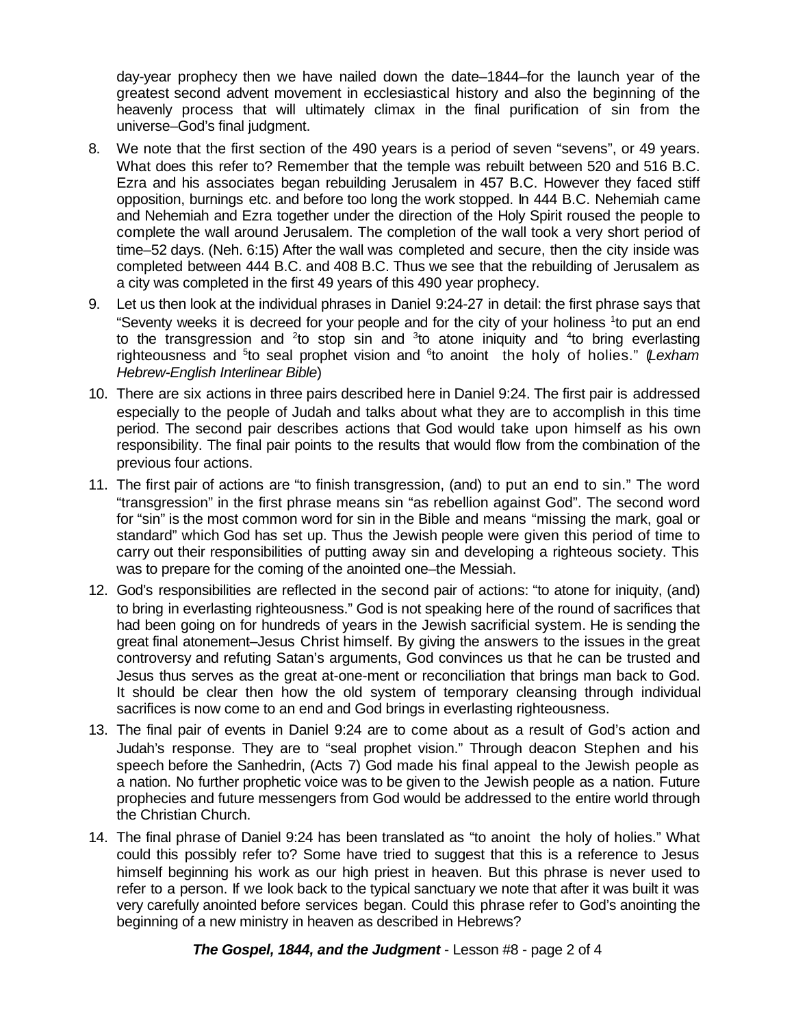day-year prophecy then we have nailed down the date–1844–for the launch year of the greatest second advent movement in ecclesiastical history and also the beginning of the heavenly process that will ultimately climax in the final purification of sin from the universe–God's final judgment.

8. We note that the first section of the 490 years is a period of seven "sevens", or 49 years. What does this refer to? Remember that the temple was rebuilt between 520 and 516 B.C. Ezra and his associates began rebuilding Jerusalem in 457 B.C. However they faced stiff opposition, burnings etc. and before too long the work stopped. In 444 B.C. Nehemiah came and Nehemiah and Ezra together under the direction of the Holy Spirit roused the people to complete the wall around Jerusalem. The completion of the wall took a very short period of time–52 days. (Neh. 6:15) After the wall was completed and secure, then the city inside was completed between 444 B.C. and 408 B.C. Thus we see that the rebuilding of Jerusalem as a city was completed in the first 49 years of this 490 year prophecy.

9. Let us then look at the individual phrases in Daniel 9:24-27 in detail: the first phrase says that "Seventy weeks it is decreed for your people and for the city of your holiness [1]to put an end to the transgression and [2]to stop sin and [3]to atone iniquity and [4]to bring everlasting righteousness and [5]to seal prophet vision and [6]to anoint the holy of holies." (*Lexham Hebrew-English Interlinear Bible*)

10. There are six actions in three pairs described here in Daniel 9:24. The first pair is addressed especially to the people of Judah and talks about what they are to accomplish in this time period. The second pair describes actions that God would take upon himself as his own responsibility. The final pair points to the results that would flow from the combination of the previous four actions.

11. The first pair of actions are "to finish transgression, (and) to put an end to sin." The word "transgression" in the first phrase means sin "as rebellion against God". The second word for "sin" is the most common word for sin in the Bible and means "missing the mark, goal or standard" which God has set up. Thus the Jewish people were given this period of time to carry out their responsibilities of putting away sin and developing a righteous society. This was to prepare for the coming of the anointed one–the Messiah.

12. God's responsibilities are reflected in the second pair of actions: "to atone for iniquity, (and) to bring in everlasting righteousness." God is not speaking here of the round of sacrifices that had been going on for hundreds of years in the Jewish sacrificial system. He is sending the great final atonement–Jesus Christ himself. By giving the answers to the issues in the great controversy and refuting Satan's arguments, God convinces us that he can be trusted and Jesus thus serves as the great at-one-ment or reconciliation that brings man back to God. It should be clear then how the old system of temporary cleansing through individual sacrifices is now come to an end and God brings in everlasting righteousness.

13. The final pair of events in Daniel 9:24 are to come about as a result of God's action and Judah's response. They are to "seal prophet vision." Through deacon Stephen and his speech before the Sanhedrin, (Acts 7) God made his final appeal to the Jewish people as a nation. No further prophetic voice was to be given to the Jewish people as a nation. Future prophecies and future messengers from God would be addressed to the entire world through the Christian Church.

14. The final phrase of Daniel 9:24 has been translated as "to anoint the holy of holies." What could this possibly refer to? Some have tried to suggest that this is a reference to Jesus himself beginning his work as our high priest in heaven. But this phrase is never used to refer to a person. If we look back to the typical sanctuary we note that after it was built it was very carefully anointed before services began. Could this phrase refer to God's anointing the beginning of a new ministry in heaven as described in Hebrews?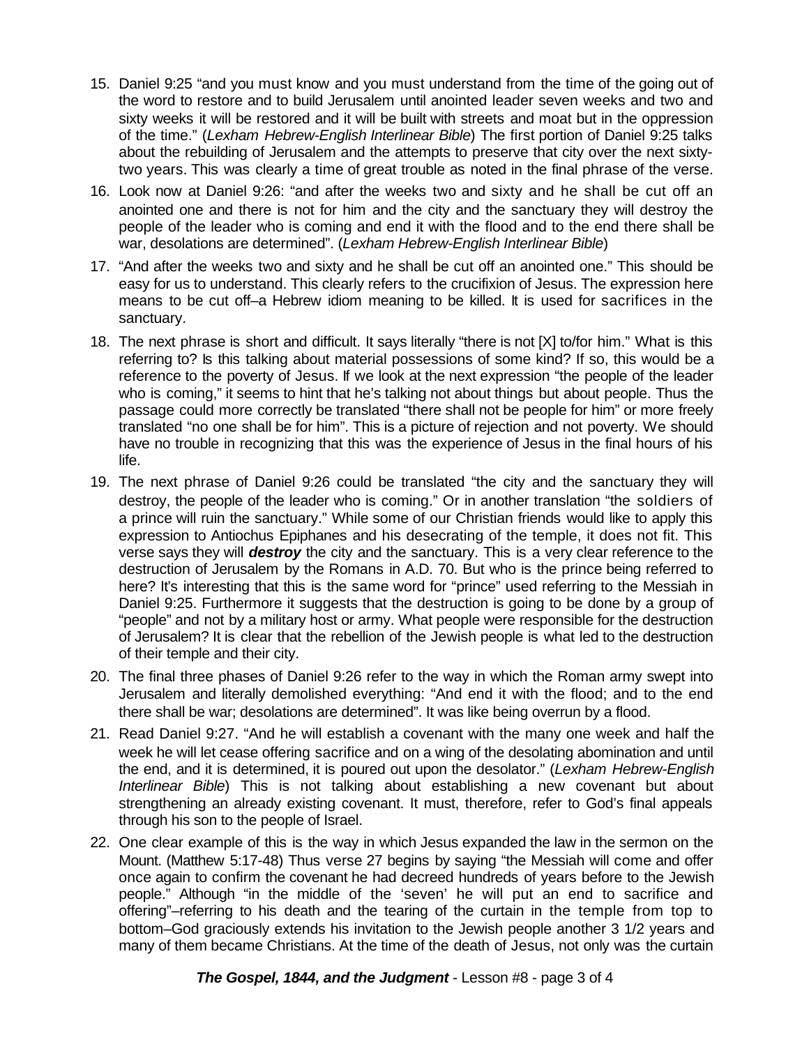15. Daniel 9:25 “and you must know and you must understand from the time of the going out of the word to restore and to build Jerusalem until anointed leader seven weeks and two and sixty weeks it will be restored and it will be built with streets and moat but in the oppression of the time.” (*Lexham Hebrew-English Interlinear Bible*) The first portion of Daniel 9:25 talks about the rebuilding of Jerusalem and the attempts to preserve that city over the next sixty-two years. This was clearly a time of great trouble as noted in the final phrase of the verse.

16. Look now at Daniel 9:26: “and after the weeks two and sixty and he shall be cut off an anointed one and there is not for him and the city and the sanctuary they will destroy the people of the leader who is coming and end it with the flood and to the end there shall be war, desolations are determined”. (*Lexham Hebrew-English Interlinear Bible*)

17. “And after the weeks two and sixty and he shall be cut off an anointed one.” This should be easy for us to understand. This clearly refers to the crucifixion of Jesus. The expression here means to be cut off–a Hebrew idiom meaning to be killed. It is used for sacrifices in the sanctuary.

18. The next phrase is short and difficult. It says literally “there is not [X] to/for him.” What is this referring to? Is this talking about material possessions of some kind? If so, this would be a reference to the poverty of Jesus. If we look at the next expression “the people of the leader who is coming,” it seems to hint that he’s talking not about things but about people. Thus the passage could more correctly be translated “there shall not be people for him” or more freely translated “no one shall be for him”. This is a picture of rejection and not poverty. We should have no trouble in recognizing that this was the experience of Jesus in the final hours of his life.

19. The next phrase of Daniel 9:26 could be translated “the city and the sanctuary they will destroy, the people of the leader who is coming.” Or in another translation “the soldiers of a prince will ruin the sanctuary.” While some of our Christian friends would like to apply this expression to Antiochus Epiphanes and his desecrating of the temple, it does not fit. This verse says they will ***destroy*** the city and the sanctuary. This is a very clear reference to the destruction of Jerusalem by the Romans in A.D. 70. But who is the prince being referred to here? It’s interesting that this is the same word for “prince” used referring to the Messiah in Daniel 9:25. Furthermore it suggests that the destruction is going to be done by a group of “people” and not by a military host or army. What people were responsible for the destruction of Jerusalem? It is clear that the rebellion of the Jewish people is what led to the destruction of their temple and their city.

20. The final three phases of Daniel 9:26 refer to the way in which the Roman army swept into Jerusalem and literally demolished everything: “And end it with the flood; and to the end there shall be war; desolations are determined”. It was like being overrun by a flood.

21. Read Daniel 9:27. “And he will establish a covenant with the many one week and half the week he will let cease offering sacrifice and on a wing of the desolating abomination and until the end, and it is determined, it is poured out upon the desolator.” (*Lexham Hebrew-English Interlinear Bible*) This is not talking about establishing a new covenant but about strengthening an already existing covenant. It must, therefore, refer to God’s final appeals through his son to the people of Israel.

22. One clear example of this is the way in which Jesus expanded the law in the sermon on the Mount. (Matthew 5:17-48) Thus verse 27 begins by saying “the Messiah will come and offer once again to confirm the covenant he had decreed hundreds of years before to the Jewish people.” Although “in the middle of the ‘seven’ he will put an end to sacrifice and offering”–referring to his death and the tearing of the curtain in the temple from top to bottom–God graciously extends his invitation to the Jewish people another 3 1/2 years and many of them became Christians. At the time of the death of Jesus, not only was the curtain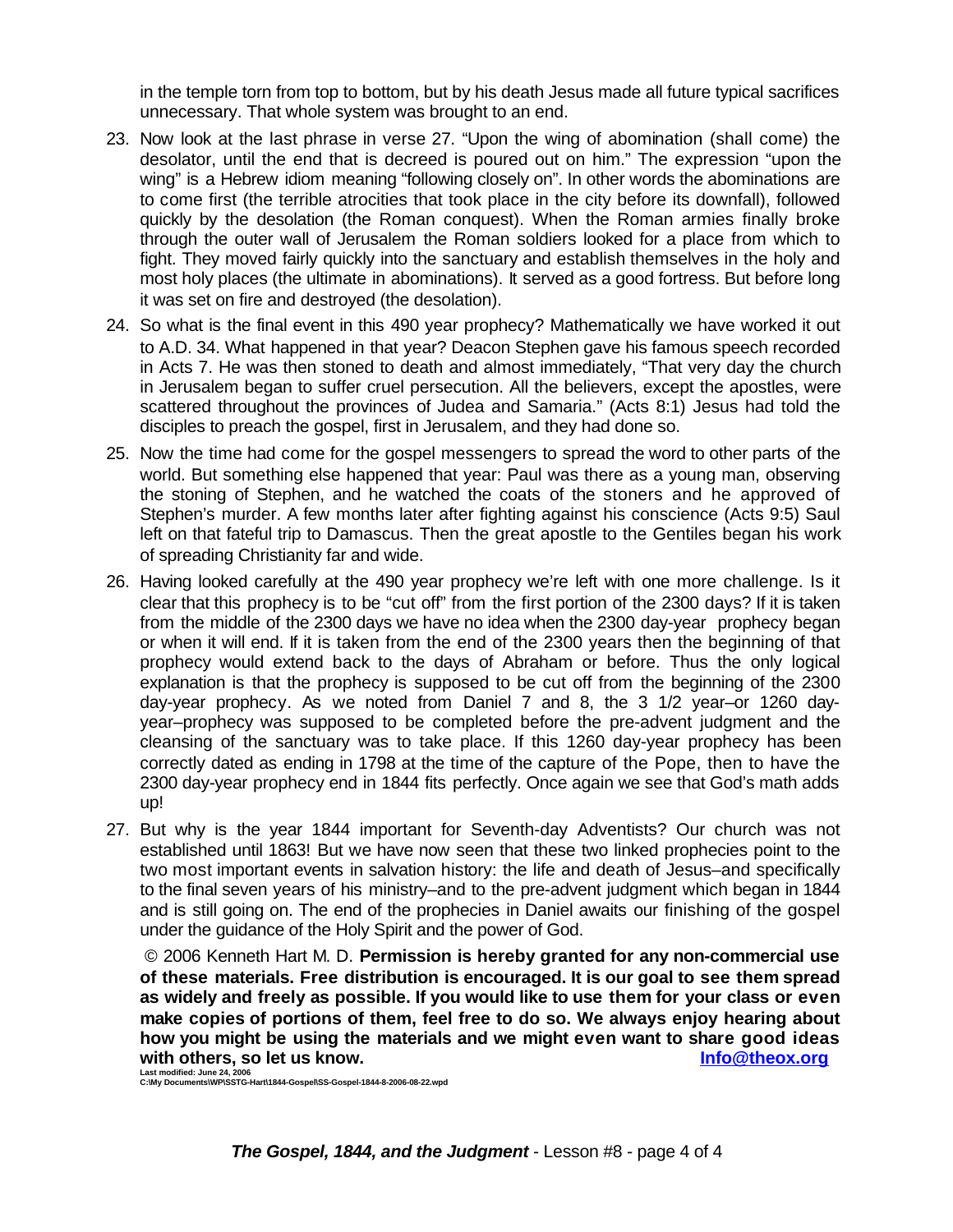in the temple torn from top to bottom, but by his death Jesus made all future typical sacrifices unnecessary. That whole system was brought to an end.

23. Now look at the last phrase in verse 27. "Upon the wing of abomination (shall come) the desolator, until the end that is decreed is poured out on him." The expression "upon the wing" is a Hebrew idiom meaning "following closely on". In other words the abominations are to come first (the terrible atrocities that took place in the city before its downfall), followed quickly by the desolation (the Roman conquest). When the Roman armies finally broke through the outer wall of Jerusalem the Roman soldiers looked for a place from which to fight. They moved fairly quickly into the sanctuary and establish themselves in the holy and most holy places (the ultimate in abominations). It served as a good fortress. But before long it was set on fire and destroyed (the desolation).

24. So what is the final event in this 490 year prophecy? Mathematically we have worked it out to A.D. 34. What happened in that year? Deacon Stephen gave his famous speech recorded in Acts 7. He was then stoned to death and almost immediately, "That very day the church in Jerusalem began to suffer cruel persecution. All the believers, except the apostles, were scattered throughout the provinces of Judea and Samaria." (Acts 8:1) Jesus had told the disciples to preach the gospel, first in Jerusalem, and they had done so.

25. Now the time had come for the gospel messengers to spread the word to other parts of the world. But something else happened that year: Paul was there as a young man, observing the stoning of Stephen, and he watched the coats of the stoners and he approved of Stephen's murder. A few months later after fighting against his conscience (Acts 9:5) Saul left on that fateful trip to Damascus. Then the great apostle to the Gentiles began his work of spreading Christianity far and wide.

26. Having looked carefully at the 490 year prophecy we're left with one more challenge. Is it clear that this prophecy is to be "cut off" from the first portion of the 2300 days? If it is taken from the middle of the 2300 days we have no idea when the 2300 day-year prophecy began or when it will end. If it is taken from the end of the 2300 years then the beginning of that prophecy would extend back to the days of Abraham or before. Thus the only logical explanation is that the prophecy is supposed to be cut off from the beginning of the 2300 day-year prophecy. As we noted from Daniel 7 and 8, the 3 1/2 year–or 1260 day-year–prophecy was supposed to be completed before the pre-advent judgment and the cleansing of the sanctuary was to take place. If this 1260 day-year prophecy has been correctly dated as ending in 1798 at the time of the capture of the Pope, then to have the 2300 day-year prophecy end in 1844 fits perfectly. Once again we see that God's math adds up!

27. But why is the year 1844 important for Seventh-day Adventists? Our church was not established until 1863! But we have now seen that these two linked prophecies point to the two most important events in salvation history: the life and death of Jesus–and specifically to the final seven years of his ministry–and to the pre-advent judgment which began in 1844 and is still going on. The end of the prophecies in Daniel awaits our finishing of the gospel under the guidance of the Holy Spirit and the power of God.

© 2006 Kenneth Hart M. D. **Permission is hereby granted for any non-commercial use of these materials. Free distribution is encouraged. It is our goal to see them spread as widely and freely as possible. If you would like to use them for your class or even make copies of portions of them, feel free to do so. We always enjoy hearing about how you might be using the materials and we might even want to share good ideas with others, so let us know.** Info@theox.org

**Last modified: June 24, 2006**
**C:\My Documents\WP\SSTG-Hart\1844-Gospel\SS-Gospel-1844-8-2006-08-22.wpd**